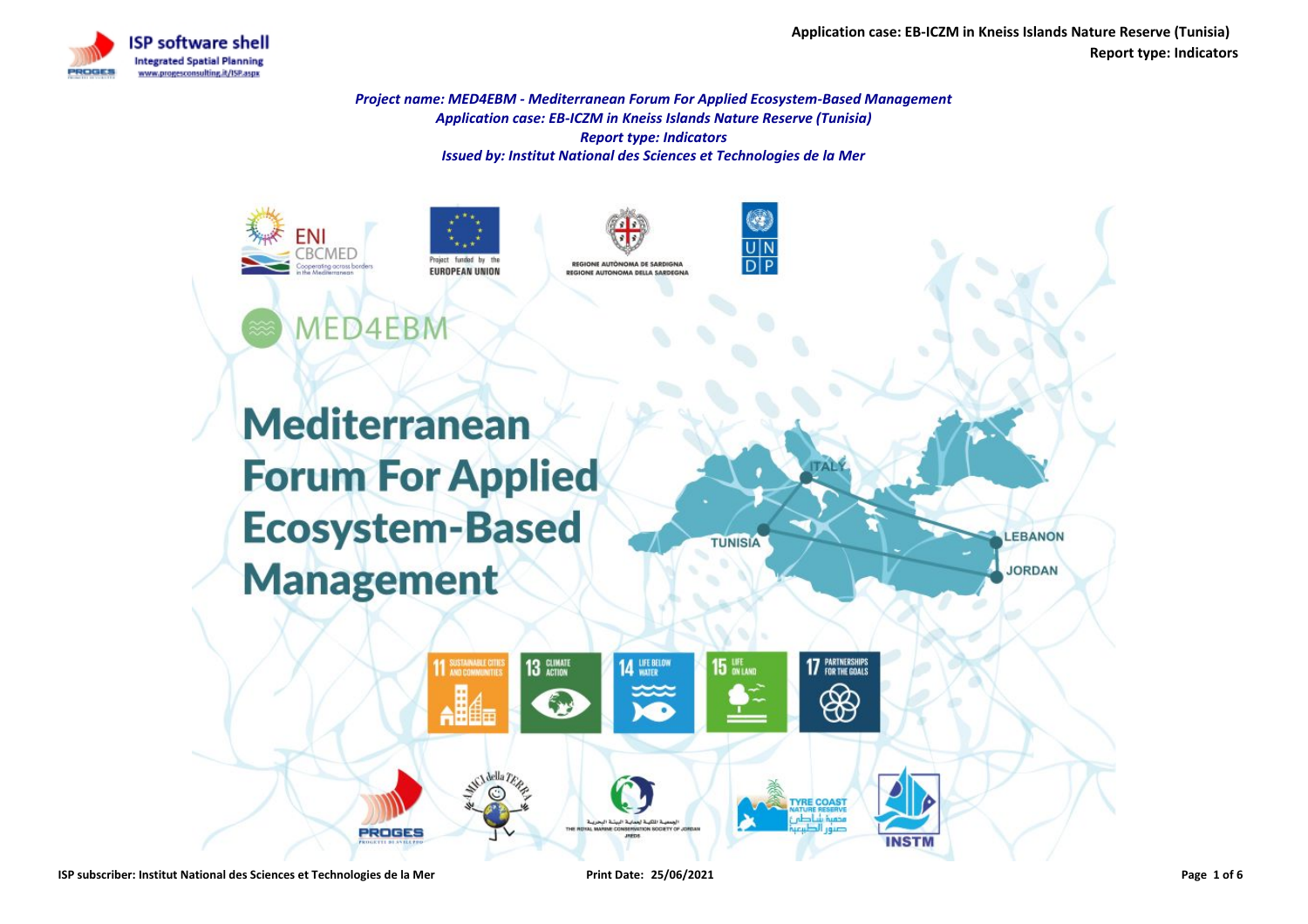*Project name: MED4EBM - Mediterranean Forum For Applied Ecosystem-Based Management*
*Application case: EB-ICZM in Kneiss Islands Nature Reserve (Tunisia)*
*Report type: Indicators*
*Issued by: Institut National des Sciences et Technologies de la Mer*

MED4EBM

# Mediterranean Forum For Applied Ecosystem-Based Management

ISP subscriber: Institut National des Sciences et Technologies de la Mer

Print Date: 25/06/2021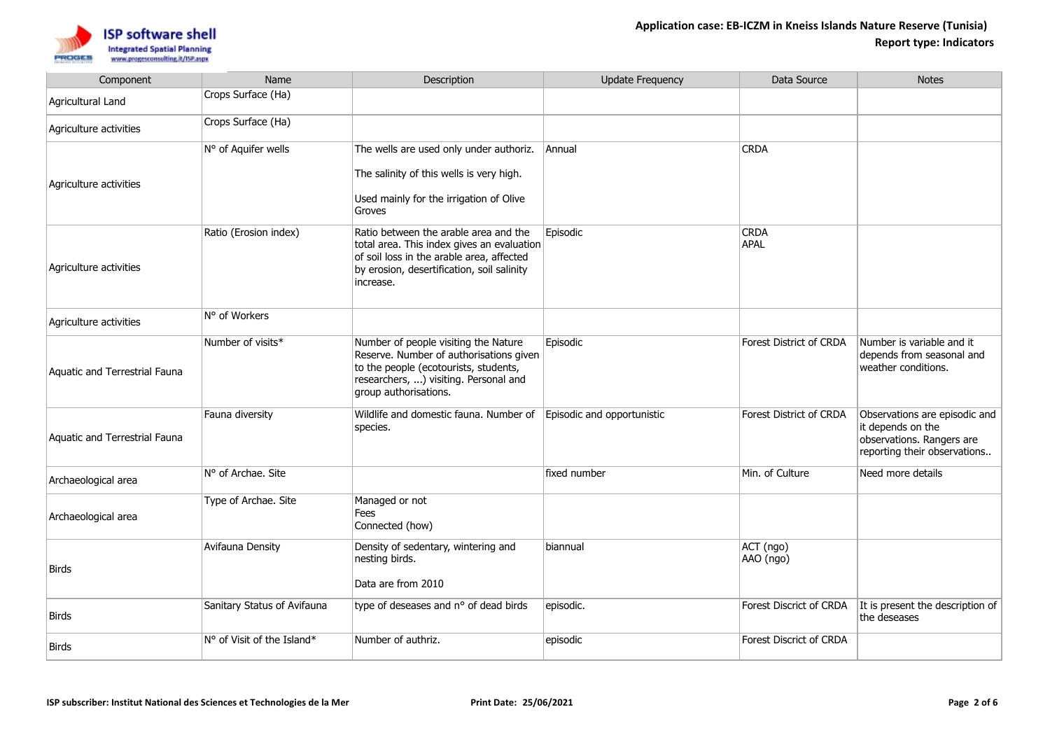| Component | Name | Description | Update Frequency | Data Source | Notes |
|---|---|---|---|---|---|
| Agricultural Land | Crops Surface (Ha) | | | | |
| Agriculture activities | Crops Surface (Ha) | | | | |
| Agriculture activities | N° of Aquifer wells | The wells are used only under authoriz.<br><br>The salinity of this wells is very high.<br><br>Used mainly for the irrigation of Olive Groves | Annual | CRDA | |
| Agriculture activities | Ratio (Erosion index) | Ratio between the arable area and the total area. This index gives an evaluation of soil loss in the arable area, affected by erosion, desertification, soil salinity increase. | Episodic | CRDA<br>APAL | |
| Agriculture activities | N° of Workers | | | | |
| Aquatic and Terrestrial Fauna | Number of visits* | Number of people visiting the Nature Reserve. Number of authorisations given to the people (ecotourists, students, researchers, ...) visiting. Personal and group authorisations. | Episodic | Forest District of CRDA | Number is variable and it depends from seasonal and weather conditions. |
| Aquatic and Terrestrial Fauna | Fauna diversity | Wildlife and domestic fauna. Number of species. | Episodic and opportunistic | Forest District of CRDA | Observations are episodic and it depends on the observations. Rangers are reporting their observations.. |
| Archaeological area | N° of Archae. Site | | fixed number | Min. of Culture | Need more details |
| Archaeological area | Type of Archae. Site | Managed or not<br>Fees<br>Connected (how) | | | |
| Birds | Avifauna Density | Density of sedentary, wintering and nesting birds.<br><br>Data are from 2010 | biannual | ACT (ngo)<br>AAO (ngo) | |
| Birds | Sanitary Status of Avifauna | type of deseases and n° of dead birds | episodic. | Forest Discrict of CRDA | It is present the description of the deseases |
| Birds | N° of Visit of the Island* | Number of authriz. | episodic | Forest Discrict of CRDA | |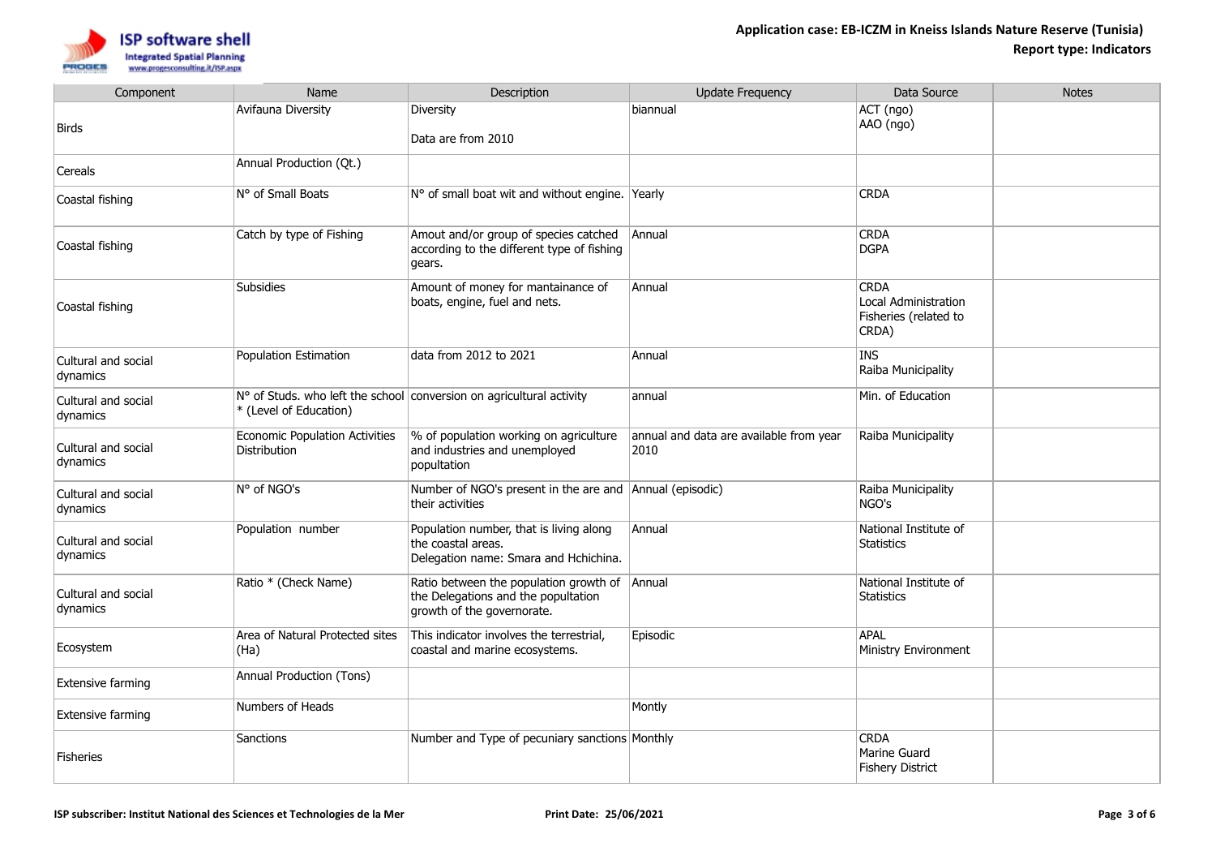| Component | Name | Description | Update Frequency | Data Source | Notes |
|---|---|---|---|---|---|
| Birds | Avifauna Diversity | Diversity<br><br>Data are from 2010 | biannual | ACT (ngo)<br>AAO (ngo) | |
| Cereals | Annual Production (Qt.) | | | | |
| Coastal fishing | N° of Small Boats | N° of small boat wit and without engine. | Yearly | CRDA | |
| Coastal fishing | Catch by type of Fishing | Amout and/or group of species catched according to the different type of fishing gears. | Annual | CRDA<br>DGPA | |
| Coastal fishing | Subsidies | Amount of money for mantainance of boats, engine, fuel and nets. | Annual | CRDA<br>Local Administration<br>Fisheries (related to CRDA) | |
| Cultural and social dynamics | Population Estimation | data from 2012 to 2021 | Annual | INS<br>Raiba Municipality | |
| Cultural and social dynamics | N° of Studs. who left the school * (Level of Education) | conversion on agricultural activity | annual | Min. of Education | |
| Cultural and social dynamics | Economic Population Activities Distribution | % of population working on agriculture and industries and unemployed popultation | annual and data are available from year 2010 | Raiba Municipality | |
| Cultural and social dynamics | N° of NGO's | Number of NGO's present in the are and their activities | Annual (episodic) | Raiba Municipality<br>NGO's | |
| Cultural and social dynamics | Population number | Population number, that is living along the coastal areas.<br>Delegation name: Smara and Hchichina. | Annual | National Institute of Statistics | |
| Cultural and social dynamics | Ratio * (Check Name) | Ratio between the population growth of the Delegations and the popultation growth of the governorate. | Annual | National Institute of Statistics | |
| Ecosystem | Area of Natural Protected sites (Ha) | This indicator involves the terrestrial, coastal and marine ecosystems. | Episodic | APAL<br>Ministry Environment | |
| Extensive farming | Annual Production (Tons) | | | | |
| Extensive farming | Numbers of Heads | | Montly | | |
| Fisheries | Sanctions | Number and Type of pecuniary sanctions | Monthly | CRDA<br>Marine Guard<br>Fishery District | |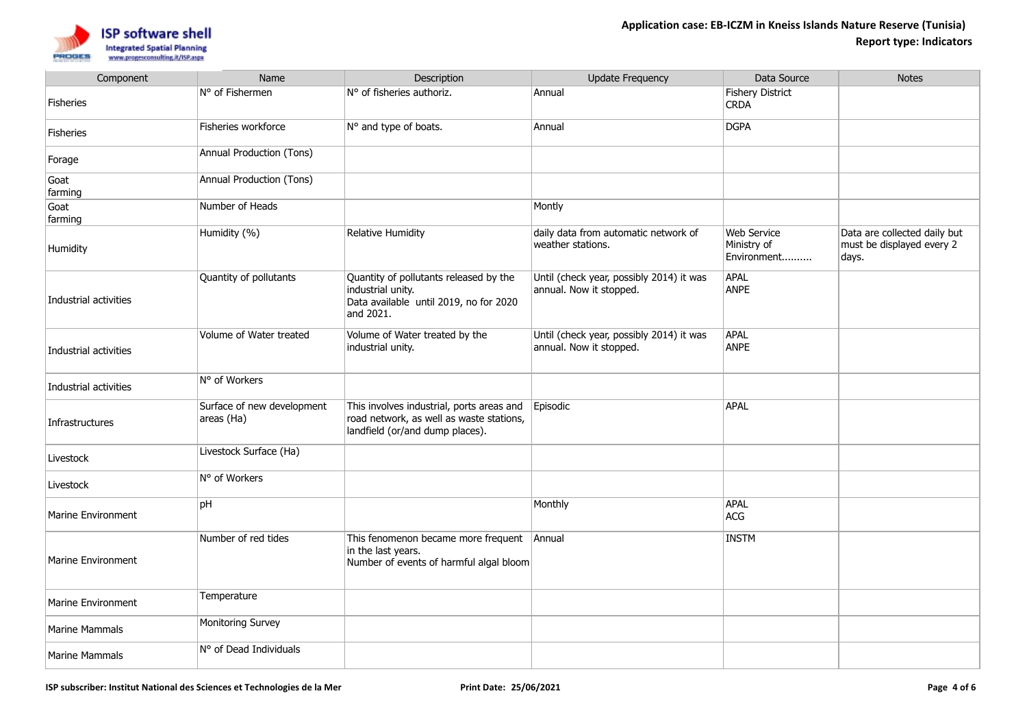| Component | Name | Description | Update Frequency | Data Source | Notes |
| --- | --- | --- | --- | --- | --- |
| Fisheries | N° of Fishermen | N° of fisheries authoriz. | Annual | Fishery District CRDA | |
| Fisheries | Fisheries workforce | N° and type of boats. | Annual | DGPA | |
| Forage | Annual Production (Tons) | | | | |
| Goat farming | Annual Production (Tons) | | | | |
| Goat farming | Number of Heads | | Montly | | |
| Humidity | Humidity (%) | Relative Humidity | daily data from automatic network of weather stations. | Web Service Ministry of Environment.......... | Data are collected daily but must be displayed every 2 days. |
| Industrial activities | Quantity of pollutants | Quantity of pollutants released by the industrial unity. Data available until 2019, no for 2020 and 2021. | Until (check year, possibly 2014) it was annual. Now it stopped. | APAL ANPE | |
| Industrial activities | Volume of Water treated | Volume of Water treated by the industrial unity. | Until (check year, possibly 2014) it was annual. Now it stopped. | APAL ANPE | |
| Industrial activities | N° of Workers | | | | |
| Infrastructures | Surface of new development areas (Ha) | This involves industrial, ports areas and road network, as well as waste stations, landfield (or/and dump places). | Episodic | APAL | |
| Livestock | Livestock Surface (Ha) | | | | |
| Livestock | N° of Workers | | | | |
| Marine Environment | pH | | Monthly | APAL ACG | |
| Marine Environment | Number of red tides | This fenomenon became more frequent in the last years. Number of events of harmful algal bloom | Annual | INSTM | |
| Marine Environment | Temperature | | | | |
| Marine Mammals | Monitoring Survey | | | | |
| Marine Mammals | N° of Dead Individuals | | | | |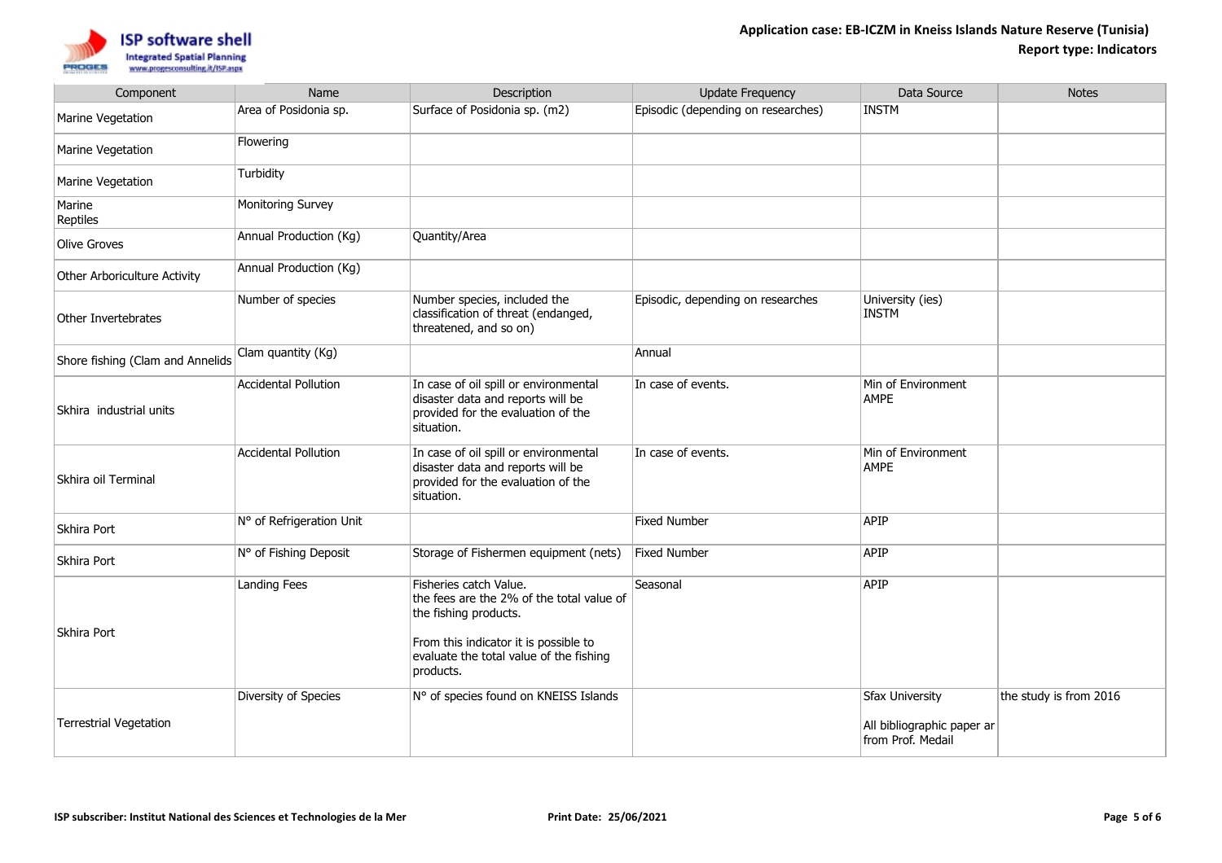| Component | Name | Description | Update Frequency | Data Source | Notes |
|---|---|---|---|---|---|
| Marine Vegetation | Area of Posidonia sp. | Surface of Posidonia sp. (m2) | Episodic (depending on researches) | INSTM | |
| Marine Vegetation | Flowering | | | | |
| Marine Vegetation | Turbidity | | | | |
| Marine Reptiles | Monitoring Survey | | | | |
| Olive Groves | Annual Production (Kg) | Quantity/Area | | | |
| Other Arboriculture Activity | Annual Production (Kg) | | | | |
| Other Invertebrates | Number of species | Number species, included the classification of threat (endanged, threatened, and so on) | Episodic, depending on researches | University (ies) INSTM | |
| Shore fishing (Clam and Annelids | Clam quantity (Kg) | | Annual | | |
| Skhira industrial units | Accidental Pollution | In case of oil spill or environmental disaster data and reports will be provided for the evaluation of the situation. | In case of events. | Min of Environment AMPE | |
| Skhira oil Terminal | Accidental Pollution | In case of oil spill or environmental disaster data and reports will be provided for the evaluation of the situation. | In case of events. | Min of Environment AMPE | |
| Skhira Port | N° of Refrigeration Unit | | Fixed Number | APIP | |
| Skhira Port | N° of Fishing Deposit | Storage of Fishermen equipment (nets) | Fixed Number | APIP | |
| Skhira Port | Landing Fees | Fisheries catch Value. the fees are the 2% of the total value of the fishing products. From this indicator it is possible to evaluate the total value of the fishing products. | Seasonal | APIP | |
| Terrestrial Vegetation | Diversity of Species | N° of species found on KNEISS Islands | | Sfax University All bibliographic paper ar from Prof. Medail | the study is from 2016 |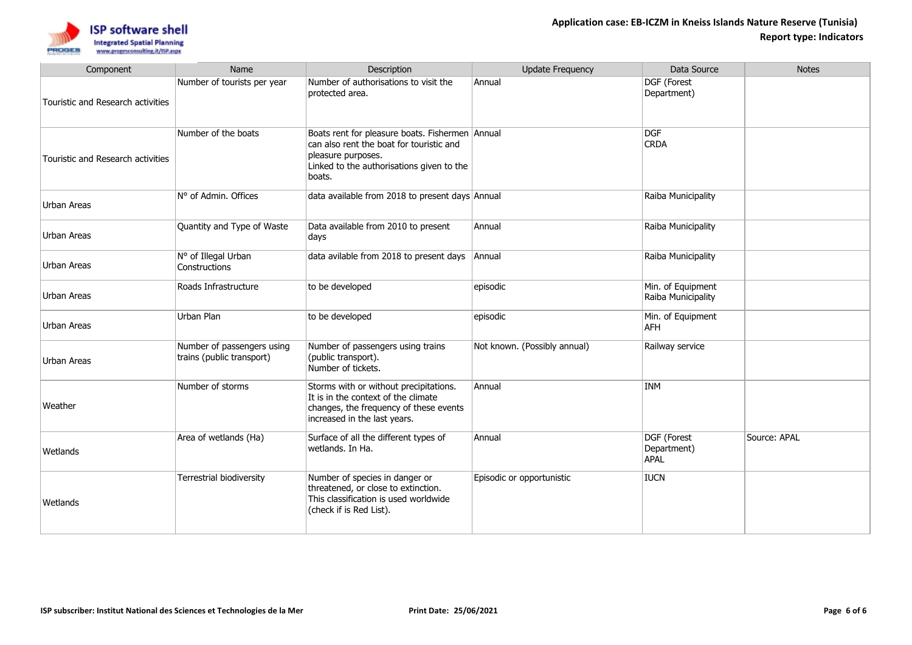| Component | Name | Description | Update Frequency | Data Source | Notes |
|---|---|---|---|---|---|
| Touristic and Research activities | Number of tourists per year | Number of authorisations to visit the protected area. | Annual | DGF (Forest Department) | |
| Touristic and Research activities | Number of the boats | Boats rent for pleasure boats. Fishermen can also rent the boat for touristic and pleasure purposes.<br>Linked to the authorisations given to the boats. | Annual | DGF<br>CRDA | |
| Urban Areas | N° of Admin. Offices | data available from 2018 to present days | Annual | Raiba Municipality | |
| Urban Areas | Quantity and Type of Waste | Data available from 2010 to present days | Annual | Raiba Municipality | |
| Urban Areas | N° of Illegal Urban Constructions | data avilable from 2018 to present days | Annual | Raiba Municipality | |
| Urban Areas | Roads Infrastructure | to be developed | episodic | Min. of Equipment<br>Raiba Municipality | |
| Urban Areas | Urban Plan | to be developed | episodic | Min. of Equipment<br>AFH | |
| Urban Areas | Number of passengers using trains (public transport) | Number of passengers using trains (public transport).<br>Number of tickets. | Not known. (Possibly annual) | Railway service | |
| Weather | Number of storms | Storms with or without precipitations. It is in the context of the climate changes, the frequency of these events increased in the last years. | Annual | INM | |
| Wetlands | Area of wetlands (Ha) | Surface of all the different types of wetlands. In Ha. | Annual | DGF (Forest Department)<br>APAL | Source: APAL |
| Wetlands | Terrestrial biodiversity | Number of species in danger or threatened, or close to extinction. This classification is used worldwide (check if is Red List). | Episodic or opportunistic | IUCN | |